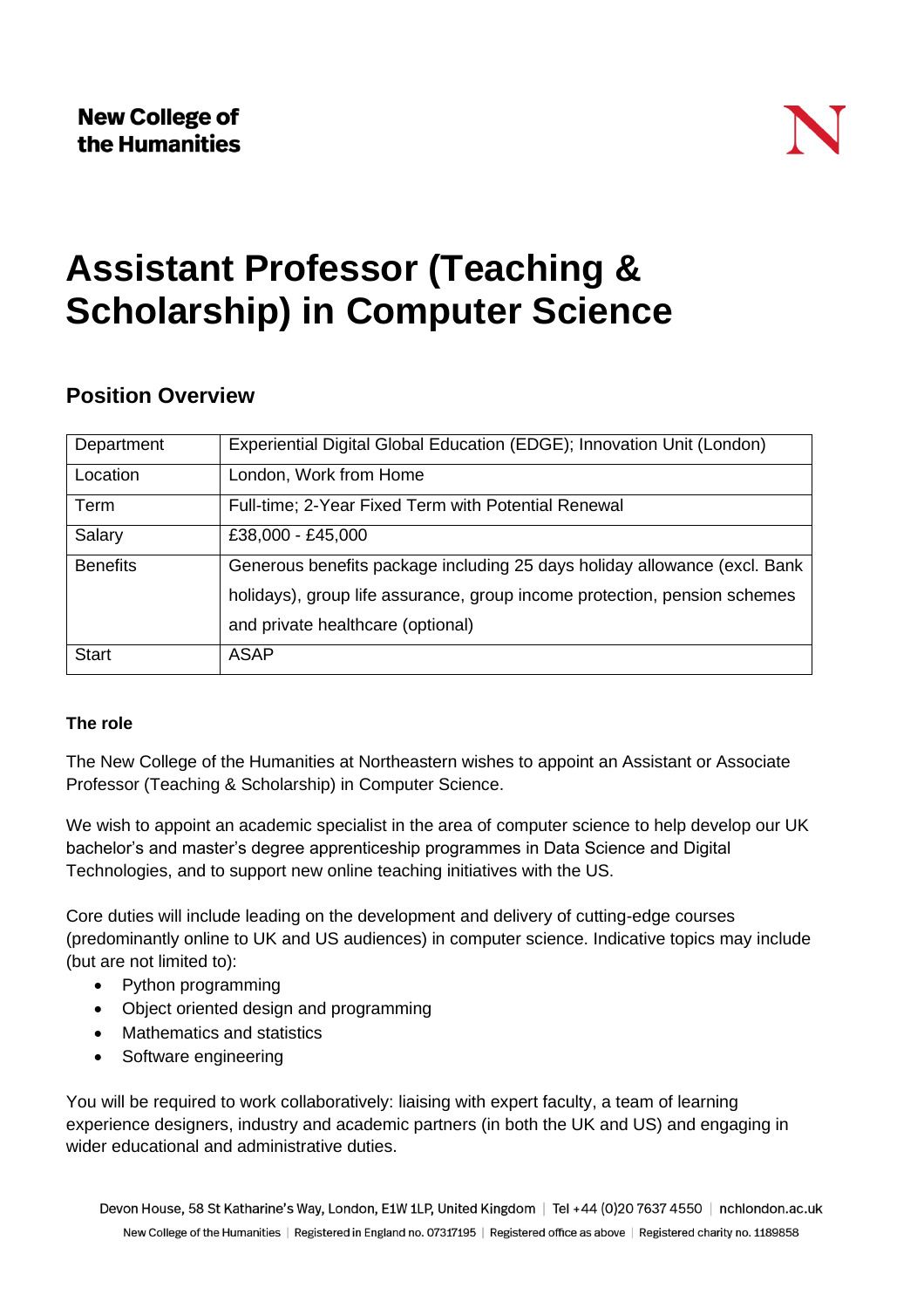**New College of the Humanities**

# Assistant Professor (Teaching & Scholarship) in Computer Science

## Position Overview

| Department | Experiential Digital Global Education (EDGE); Innovation Unit (London) |
|---|---|
| Location | London, Work from Home |
| Term | Full-time; 2-Year Fixed Term with Potential Renewal |
| Salary | £38,000 - £45,000 |
| Benefits | Generous benefits package including 25 days holiday allowance (excl. Bank holidays), group life assurance, group income protection, pension schemes and private healthcare (optional) |
| Start | ASAP |

**The role**

The New College of the Humanities at Northeastern wishes to appoint an Assistant or Associate Professor (Teaching & Scholarship) in Computer Science.

We wish to appoint an academic specialist in the area of computer science to help develop our UK bachelor's and master's degree apprenticeship programmes in Data Science and Digital Technologies, and to support new online teaching initiatives with the US.

Core duties will include leading on the development and delivery of cutting-edge courses (predominantly online to UK and US audiences) in computer science. Indicative topics may include (but are not limited to):

- Python programming
- Object oriented design and programming
- Mathematics and statistics
- Software engineering

You will be required to work collaboratively: liaising with expert faculty, a team of learning experience designers, industry and academic partners (in both the UK and US) and engaging in wider educational and administrative duties.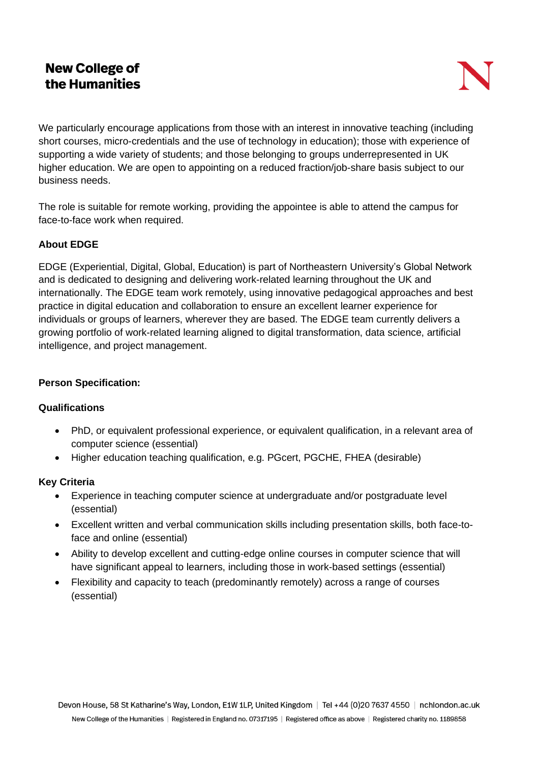We particularly encourage applications from those with an interest in innovative teaching (including short courses, micro-credentials and the use of technology in education); those with experience of supporting a wide variety of students; and those belonging to groups underrepresented in UK higher education. We are open to appointing on a reduced fraction/job-share basis subject to our business needs.

The role is suitable for remote working, providing the appointee is able to attend the campus for face-to-face work when required.

**About EDGE**

EDGE (Experiential, Digital, Global, Education) is part of Northeastern University's Global Network and is dedicated to designing and delivering work-related learning throughout the UK and internationally. The EDGE team work remotely, using innovative pedagogical approaches and best practice in digital education and collaboration to ensure an excellent learner experience for individuals or groups of learners, wherever they are based. The EDGE team currently delivers a growing portfolio of work-related learning aligned to digital transformation, data science, artificial intelligence, and project management.

**Person Specification:**

**Qualifications**

- PhD, or equivalent professional experience, or equivalent qualification, in a relevant area of computer science (essential)
- Higher education teaching qualification, e.g. PGcert, PGCHE, FHEA (desirable)

**Key Criteria**

- Experience in teaching computer science at undergraduate and/or postgraduate level (essential)
- Excellent written and verbal communication skills including presentation skills, both face-to-face and online (essential)
- Ability to develop excellent and cutting-edge online courses in computer science that will have significant appeal to learners, including those in work-based settings (essential)
- Flexibility and capacity to teach (predominantly remotely) across a range of courses (essential)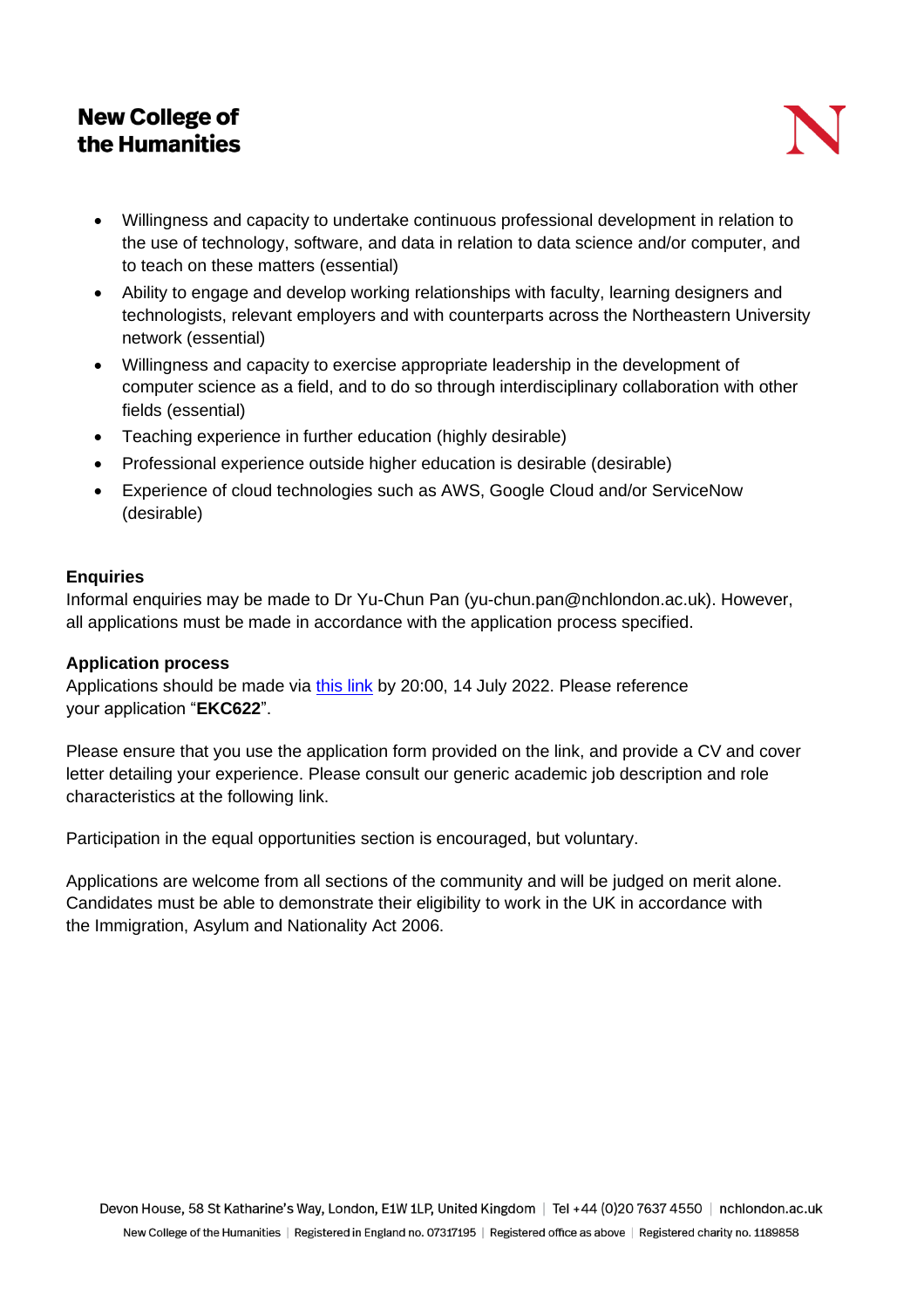- Willingness and capacity to undertake continuous professional development in relation to the use of technology, software, and data in relation to data science and/or computer, and to teach on these matters (essential)
- Ability to engage and develop working relationships with faculty, learning designers and technologists, relevant employers and with counterparts across the Northeastern University network (essential)
- Willingness and capacity to exercise appropriate leadership in the development of computer science as a field, and to do so through interdisciplinary collaboration with other fields (essential)
- Teaching experience in further education (highly desirable)
- Professional experience outside higher education is desirable (desirable)
- Experience of cloud technologies such as AWS, Google Cloud and/or ServiceNow (desirable)

**Enquiries**
Informal enquiries may be made to Dr Yu-Chun Pan (yu-chun.pan@nchlondon.ac.uk). However, all applications must be made in accordance with the application process specified.

**Application process**
Applications should be made via this link by 20:00, 14 July 2022. Please reference your application "**EKC622**".

Please ensure that you use the application form provided on the link, and provide a CV and cover letter detailing your experience. Please consult our generic academic job description and role characteristics at the following link.

Participation in the equal opportunities section is encouraged, but voluntary.

Applications are welcome from all sections of the community and will be judged on merit alone. Candidates must be able to demonstrate their eligibility to work in the UK in accordance with the Immigration, Asylum and Nationality Act 2006.